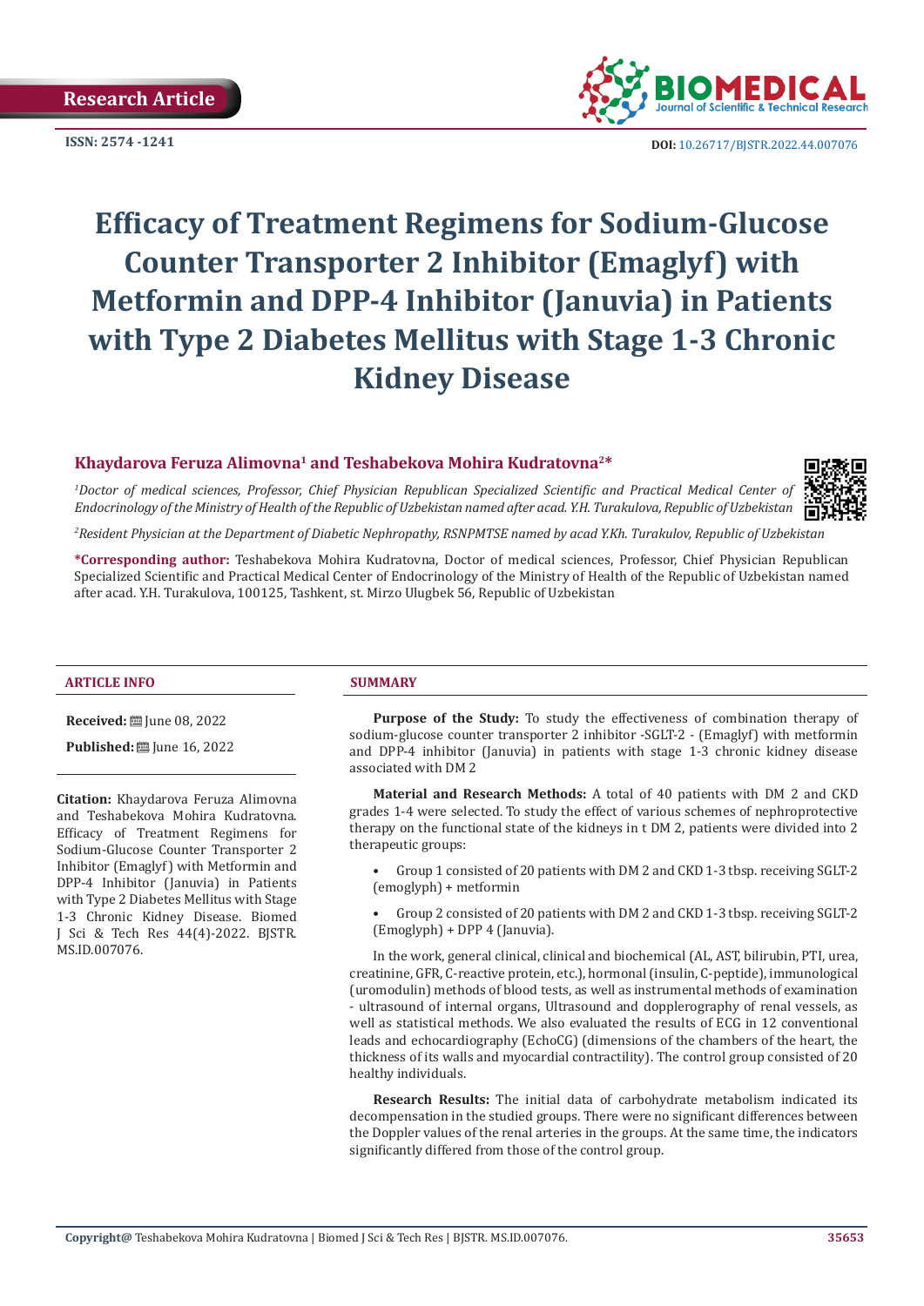Research Article

ISSN: 2574 -1241

DOI: 10.26717/BJSTR.2022.44.007076

# Efficacy of Treatment Regimens for Sodium-Glucose Counter Transporter 2 Inhibitor (Emaglyf) with Metformin and DPP-4 Inhibitor (Januvia) in Patients with Type 2 Diabetes Mellitus with Stage 1-3 Chronic Kidney Disease

**Khaydarova Feruza Alimovna[1] and Teshabekova Mohira Kudratovna[2]***

*[1]Doctor of medical sciences, Professor, Chief Physician Republican Specialized Scientific and Practical Medical Center of Endocrinology of the Ministry of Health of the Republic of Uzbekistan named after acad. Y.H. Turakulova, Republic of Uzbekistan*

*[2]Resident Physician at the Department of Diabetic Nephropathy, RSNPMTSE named by acad Y.Kh. Turakulov, Republic of Uzbekistan*

**\*Corresponding author:** Teshabekova Mohira Kudratovna, Doctor of medical sciences, Professor, Chief Physician Republican Specialized Scientific and Practical Medical Center of Endocrinology of the Ministry of Health of the Republic of Uzbekistan named after acad. Y.H. Turakulova, 100125, Tashkent, st. Mirzo Ulugbek 56, Republic of Uzbekistan

## ARTICLE INFO

**Received:** June 08, 2022

**Published:** June 16, 2022

**Citation:** Khaydarova Feruza Alimovna and Teshabekova Mohira Kudratovna. Efficacy of Treatment Regimens for Sodium-Glucose Counter Transporter 2 Inhibitor (Emaglyf) with Metformin and DPP-4 Inhibitor (Januvia) in Patients with Type 2 Diabetes Mellitus with Stage 1-3 Chronic Kidney Disease. Biomed J Sci & Tech Res 44(4)-2022. BJSTR. MS.ID.007076.

## SUMMARY

**Purpose of the Study:** To study the effectiveness of combination therapy of sodium-glucose counter transporter 2 inhibitor -SGLT-2 - (Emaglyf) with metformin and DPP-4 inhibitor (Januvia) in patients with stage 1-3 chronic kidney disease associated with DM 2

**Material and Research Methods:** A total of 40 patients with DM 2 and CKD grades 1-4 were selected. To study the effect of various schemes of nephroprotective therapy on the functional state of the kidneys in t DM 2, patients were divided into 2 therapeutic groups:

- Group 1 consisted of 20 patients with DM 2 and CKD 1-3 tbsp. receiving SGLT-2 (emoglyph) + metformin
- Group 2 consisted of 20 patients with DM 2 and CKD 1-3 tbsp. receiving SGLT-2 (Emoglyph) + DPP 4 (Januvia).

In the work, general clinical, clinical and biochemical (AL, AST, bilirubin, PTI, urea, creatinine, GFR, C-reactive protein, etc.), hormonal (insulin, C-peptide), immunological (uromodulin) methods of blood tests, as well as instrumental methods of examination - ultrasound of internal organs, Ultrasound and dopplerography of renal vessels, as well as statistical methods. We also evaluated the results of ECG in 12 conventional leads and echocardiography (EchoCG) (dimensions of the chambers of the heart, the thickness of its walls and myocardial contractility). The control group consisted of 20 healthy individuals.

**Research Results:** The initial data of carbohydrate metabolism indicated its decompensation in the studied groups. There were no significant differences between the Doppler values of the renal arteries in the groups. At the same time, the indicators significantly differed from those of the control group.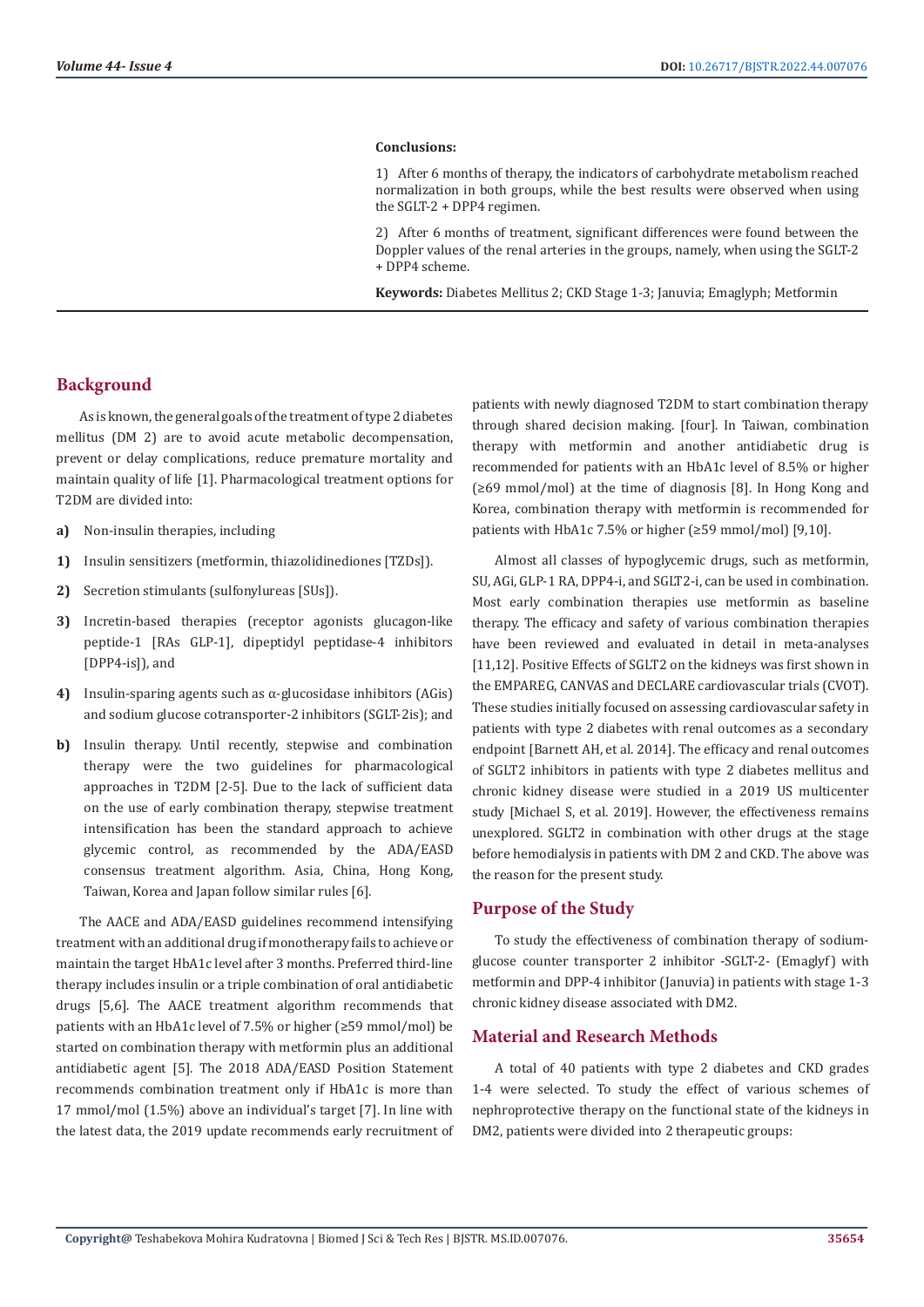**Conclusions:**

1) After 6 months of therapy, the indicators of carbohydrate metabolism reached normalization in both groups, while the best results were observed when using the SGLT-2 + DPP4 regimen.

2) After 6 months of treatment, significant differences were found between the Doppler values of the renal arteries in the groups, namely, when using the SGLT-2 + DPP4 scheme.

**Keywords:** Diabetes Mellitus 2; CKD Stage 1-3; Januvia; Emaglyph; Metformin

## Background

As is known, the general goals of the treatment of type 2 diabetes mellitus (DM 2) are to avoid acute metabolic decompensation, prevent or delay complications, reduce premature mortality and maintain quality of life [1]. Pharmacological treatment options for T2DM are divided into:

a) Non-insulin therapies, including

1) Insulin sensitizers (metformin, thiazolidinediones [TZDs]).

2) Secretion stimulants (sulfonylureas [SUs]).

3) Incretin-based therapies (receptor agonists glucagon-like peptide-1 [RAs GLP-1], dipeptidyl peptidase-4 inhibitors [DPP4-is]), and

4) Insulin-sparing agents such as α-glucosidase inhibitors (AGis) and sodium glucose cotransporter-2 inhibitors (SGLT-2is); and

b) Insulin therapy. Until recently, stepwise and combination therapy were the two guidelines for pharmacological approaches in T2DM [2-5]. Due to the lack of sufficient data on the use of early combination therapy, stepwise treatment intensification has been the standard approach to achieve glycemic control, as recommended by the ADA/EASD consensus treatment algorithm. Asia, China, Hong Kong, Taiwan, Korea and Japan follow similar rules [6].

The AACE and ADA/EASD guidelines recommend intensifying treatment with an additional drug if monotherapy fails to achieve or maintain the target HbA1c level after 3 months. Preferred third-line therapy includes insulin or a triple combination of oral antidiabetic drugs [5,6]. The AACE treatment algorithm recommends that patients with an HbA1c level of 7.5% or higher (≥59 mmol/mol) be started on combination therapy with metformin plus an additional antidiabetic agent [5]. The 2018 ADA/EASD Position Statement recommends combination treatment only if HbA1c is more than 17 mmol/mol (1.5%) above an individual's target [7]. In line with the latest data, the 2019 update recommends early recruitment of patients with newly diagnosed T2DM to start combination therapy through shared decision making. [four]. In Taiwan, combination therapy with metformin and another antidiabetic drug is recommended for patients with an HbA1c level of 8.5% or higher (≥69 mmol/mol) at the time of diagnosis [8]. In Hong Kong and Korea, combination therapy with metformin is recommended for patients with HbA1c 7.5% or higher (≥59 mmol/mol) [9,10].

Almost all classes of hypoglycemic drugs, such as metformin, SU, AGi, GLP-1 RA, DPP4-i, and SGLT2-i, can be used in combination. Most early combination therapies use metformin as baseline therapy. The efficacy and safety of various combination therapies have been reviewed and evaluated in detail in meta-analyses [11,12]. Positive Effects of SGLT2 on the kidneys was first shown in the EMPAREG, CANVAS and DECLARE cardiovascular trials (CVOT). These studies initially focused on assessing cardiovascular safety in patients with type 2 diabetes with renal outcomes as a secondary endpoint [Barnett AH, et al. 2014]. The efficacy and renal outcomes of SGLT2 inhibitors in patients with type 2 diabetes mellitus and chronic kidney disease were studied in a 2019 US multicenter study [Michael S, et al. 2019]. However, the effectiveness remains unexplored. SGLT2 in combination with other drugs at the stage before hemodialysis in patients with DM 2 and CKD. The above was the reason for the present study.

## Purpose of the Study

To study the effectiveness of combination therapy of sodium-glucose counter transporter 2 inhibitor -SGLT-2- (Emaglyf) with metformin and DPP-4 inhibitor (Januvia) in patients with stage 1-3 chronic kidney disease associated with DM2.

## Material and Research Methods

A total of 40 patients with type 2 diabetes and CKD grades 1-4 were selected. To study the effect of various schemes of nephroprotective therapy on the functional state of the kidneys in DM2, patients were divided into 2 therapeutic groups: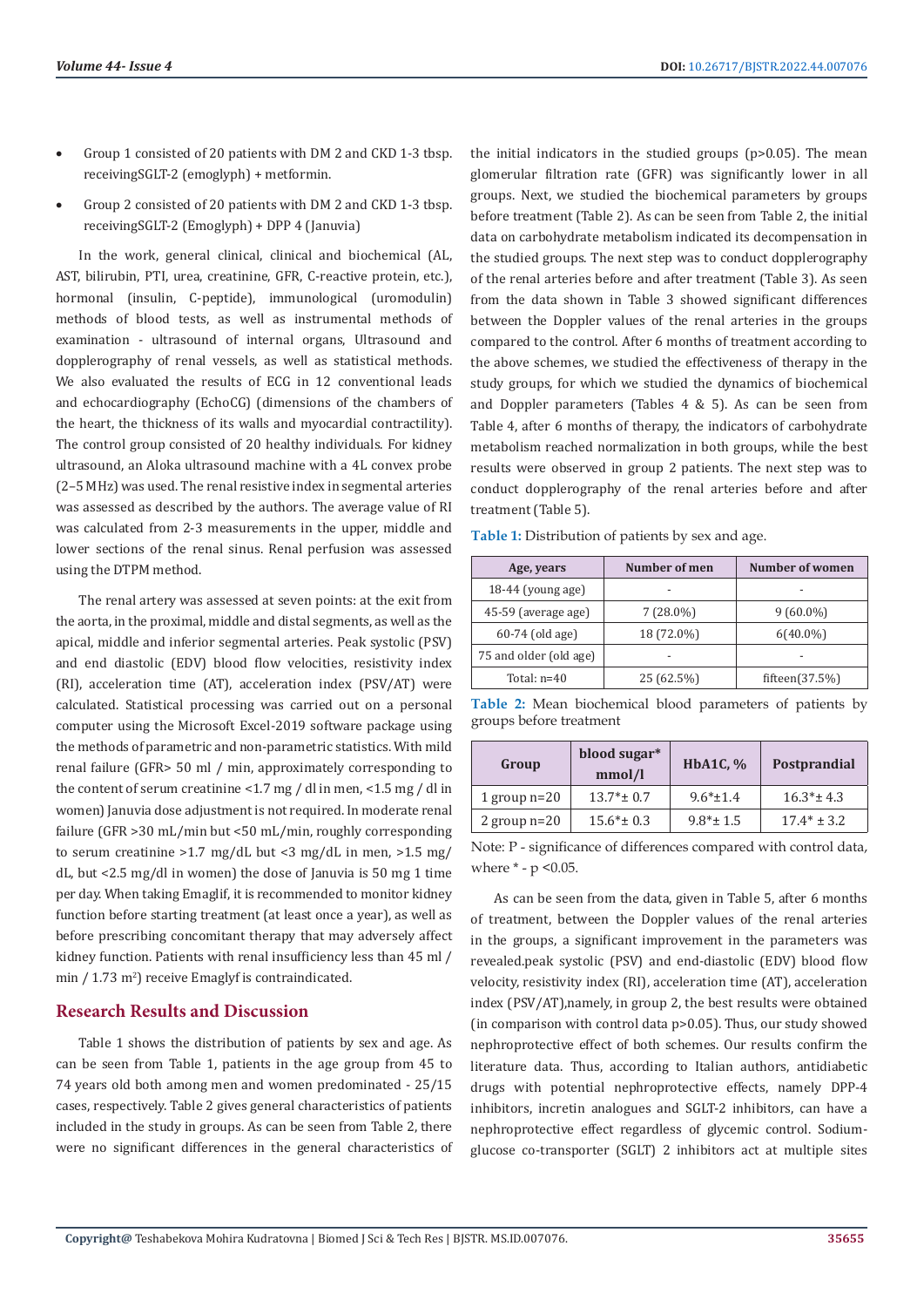- Group 1 consisted of 20 patients with DM 2 and CKD 1-3 tbsp. receivingSGLT-2 (emoglyph) + metformin.
- Group 2 consisted of 20 patients with DM 2 and CKD 1-3 tbsp. receivingSGLT-2 (Emoglyph) + DPP 4 (Januvia)

In the work, general clinical, clinical and biochemical (AL, AST, bilirubin, PTI, urea, creatinine, GFR, C-reactive protein, etc.), hormonal (insulin, C-peptide), immunological (uromodulin) methods of blood tests, as well as instrumental methods of examination - ultrasound of internal organs, Ultrasound and dopplerography of renal vessels, as well as statistical methods. We also evaluated the results of ECG in 12 conventional leads and echocardiography (EchoCG) (dimensions of the chambers of the heart, the thickness of its walls and myocardial contractility). The control group consisted of 20 healthy individuals. For kidney ultrasound, an Aloka ultrasound machine with a 4L convex probe (2–5 MHz) was used. The renal resistive index in segmental arteries was assessed as described by the authors. The average value of RI was calculated from 2-3 measurements in the upper, middle and lower sections of the renal sinus. Renal perfusion was assessed using the DTPM method.

The renal artery was assessed at seven points: at the exit from the aorta, in the proximal, middle and distal segments, as well as the apical, middle and inferior segmental arteries. Peak systolic (PSV) and end diastolic (EDV) blood flow velocities, resistivity index (RI), acceleration time (AT), acceleration index (PSV/AT) were calculated. Statistical processing was carried out on a personal computer using the Microsoft Excel-2019 software package using the methods of parametric and non-parametric statistics. With mild renal failure (GFR> 50 ml / min, approximately corresponding to the content of serum creatinine <1.7 mg / dl in men, <1.5 mg / dl in women) Januvia dose adjustment is not required. In moderate renal failure (GFR >30 mL/min but <50 mL/min, roughly corresponding to serum creatinine >1.7 mg/dL but <3 mg/dL in men, >1.5 mg/dL, but <2.5 mg/dl in women) the dose of Januvia is 50 mg 1 time per day. When taking Emaglif, it is recommended to monitor kidney function before starting treatment (at least once a year), as well as before prescribing concomitant therapy that may adversely affect kidney function. Patients with renal insufficiency less than 45 ml / min / 1.73 m$^2$) receive Emaglyf is contraindicated.

## Research Results and Discussion

Table 1 shows the distribution of patients by sex and age. As can be seen from Table 1, patients in the age group from 45 to 74 years old both among men and women predominated - 25/15 cases, respectively. Table 2 gives general characteristics of patients included in the study in groups. As can be seen from Table 2, there were no significant differences in the general characteristics of the initial indicators in the studied groups (p>0.05). The mean glomerular filtration rate (GFR) was significantly lower in all groups. Next, we studied the biochemical parameters by groups before treatment (Table 2). As can be seen from Table 2, the initial data on carbohydrate metabolism indicated its decompensation in the studied groups. The next step was to conduct dopplerography of the renal arteries before and after treatment (Table 3). As seen from the data shown in Table 3 showed significant differences between the Doppler values of the renal arteries in the groups compared to the control. After 6 months of treatment according to the above schemes, we studied the effectiveness of therapy in the study groups, for which we studied the dynamics of biochemical and Doppler parameters (Tables 4 & 5). As can be seen from Table 4, after 6 months of therapy, the indicators of carbohydrate metabolism reached normalization in both groups, while the best results were observed in group 2 patients. The next step was to conduct dopplerography of the renal arteries before and after treatment (Table 5).

**Table 1:** Distribution of patients by sex and age.

| Age, years | Number of men | Number of women |
|---|---|---|
| 18-44 (young age) | - | - |
| 45-59 (average age) | 7 (28.0%) | 9 (60.0%) |
| 60-74 (old age) | 18 (72.0%) | 6(40.0%) |
| 75 and older (old age) | - | - |
| Total: n=40 | 25 (62.5%) | fifteen(37.5%) |

**Table 2:** Mean biochemical blood parameters of patients by groups before treatment

| Group | blood sugar* mmol/l | HbA1C, % | Postprandial |
|---|---|---|---|
| 1 group n=20 | 13.7*± 0.7 | 9.6*±1.4 | 16.3*± 4.3 |
| 2 group n=20 | 15.6*± 0.3 | 9.8*± 1.5 | 17.4* ± 3.2 |

Note: P - significance of differences compared with control data, where * - p <0.05.

As can be seen from the data, given in Table 5, after 6 months of treatment, between the Doppler values of the renal arteries in the groups, a significant improvement in the parameters was revealed.peak systolic (PSV) and end-diastolic (EDV) blood flow velocity, resistivity index (RI), acceleration time (AT), acceleration index (PSV/AT),namely, in group 2, the best results were obtained (in comparison with control data p>0.05). Thus, our study showed nephroprotective effect of both schemes. Our results confirm the literature data. Thus, according to Italian authors, antidiabetic drugs with potential nephroprotective effects, namely DPP-4 inhibitors, incretin analogues and SGLT-2 inhibitors, can have a nephroprotective effect regardless of glycemic control. Sodium-glucose co-transporter (SGLT) 2 inhibitors act at multiple sites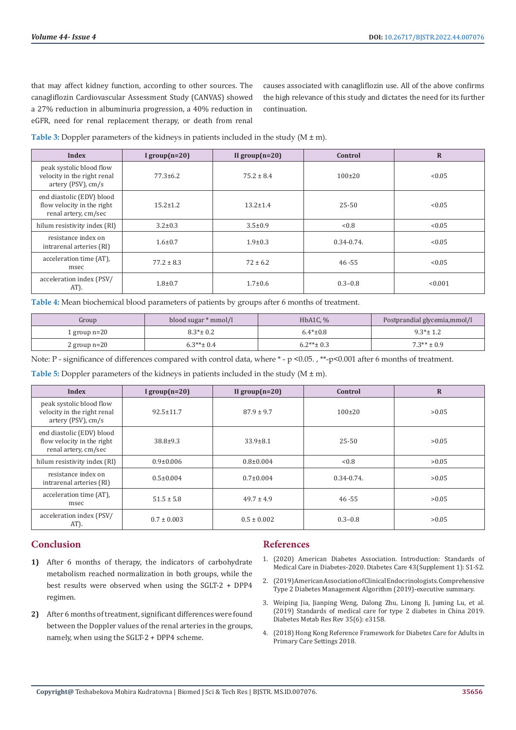that may affect kidney function, according to other sources. The canagliflozin Cardiovascular Assessment Study (CANVAS) showed a 27% reduction in albuminuria progression, a 40% reduction in eGFR, need for renal replacement therapy, or death from renal causes associated with canagliflozin use. All of the above confirms the high relevance of this study and dictates the need for its further continuation.

**Table 3:** Doppler parameters of the kidneys in patients included in the study (M ± m).

| Index | I group(n=20) | II group(n=20) | Control | R |
|---|---|---|---|---|
| peak systolic blood flow velocity in the right renal artery (PSV), cm/s | 77.3±6.2 | 75.2 ± 8.4 | 100±20 | <0.05 |
| end diastolic (EDV) blood flow velocity in the right renal artery, cm/sec | 15.2±1.2 | 13.2±1.4 | 25-50 | <0.05 |
| hilum resistivity index (RI) | 3.2±0.3 | 3.5±0.9 | <0.8 | <0.05 |
| resistance index on intrarenal arteries (RI) | 1.6±0.7 | 1.9±0.3 | 0.34-0.74. | <0.05 |
| acceleration time (AT), msec | 77.2 ± 8.3 | 72 ± 6.2 | 46 -55 | <0.05 |
| acceleration index (PSV/AT). | 1.8±0.7 | 1.7±0.6 | 0.3–0.8 | <0.001 |

**Table 4:** Mean biochemical blood parameters of patients by groups after 6 months of treatment.

| Group | blood sugar * mmol/l | HbA1C, % | Postprandial glycemia,mmol/l |
|---|---|---|---|
| 1 group n=20 | 8.3*± 0.2 | 6.4*±0.8 | 9.3*± 1.2 |
| 2 group n=20 | 6.3**± 0.4 | 6.2**± 0.3 | 7.3** ± 0.9 |

Note: P - significance of differences compared with control data, where * - p <0.05. , **-p<0.001 after 6 months of treatment.

**Table 5:** Doppler parameters of the kidneys in patients included in the study (M ± m).

| Index | I group(n=20) | II group(n=20) | Control | R |
|---|---|---|---|---|
| peak systolic blood flow velocity in the right renal artery (PSV), cm/s | 92.5±11.7 | 87.9 ± 9.7 | 100±20 | >0.05 |
| end diastolic (EDV) blood flow velocity in the right renal artery, cm/sec | 38.8±9.3 | 33.9±8.1 | 25-50 | >0.05 |
| hilum resistivity index (RI) | 0.9±0.006 | 0.8±0.004 | <0.8 | >0.05 |
| resistance index on intrarenal arteries (RI) | 0.5±0.004 | 0.7±0.004 | 0.34-0.74. | >0.05 |
| acceleration time (AT), msec | 51.5 ± 5.8 | 49.7 ± 4.9 | 46 -55 | >0.05 |
| acceleration index (PSV/AT). | 0.7 ± 0.003 | 0.5 ± 0.002 | 0.3–0.8 | >0.05 |

## Conclusion

1) After 6 months of therapy, the indicators of carbohydrate metabolism reached normalization in both groups, while the best results were observed when using the SGLT-2 + DPP4 regimen.

2) After 6 months of treatment, significant differences were found between the Doppler values of the renal arteries in the groups, namely, when using the SGLT-2 + DPP4 scheme.

## References

1. (2020) American Diabetes Association. Introduction: Standards of Medical Care in Diabetes-2020. Diabetes Care 43(Supplement 1): S1-S2.
2. (2019) American Association of Clinical Endocrinologists. Comprehensive Type 2 Diabetes Management Algorithm (2019)-executive summary.
3. Weiping Jia, Jianping Weng, Dalong Zhu, Linong Ji, Juming Lu, et al. (2019) Standards of medical care for type 2 diabetes in China 2019. Diabetes Metab Res Rev 35(6): e3158.
4. (2018) Hong Kong Reference Framework for Diabetes Care for Adults in Primary Care Settings 2018.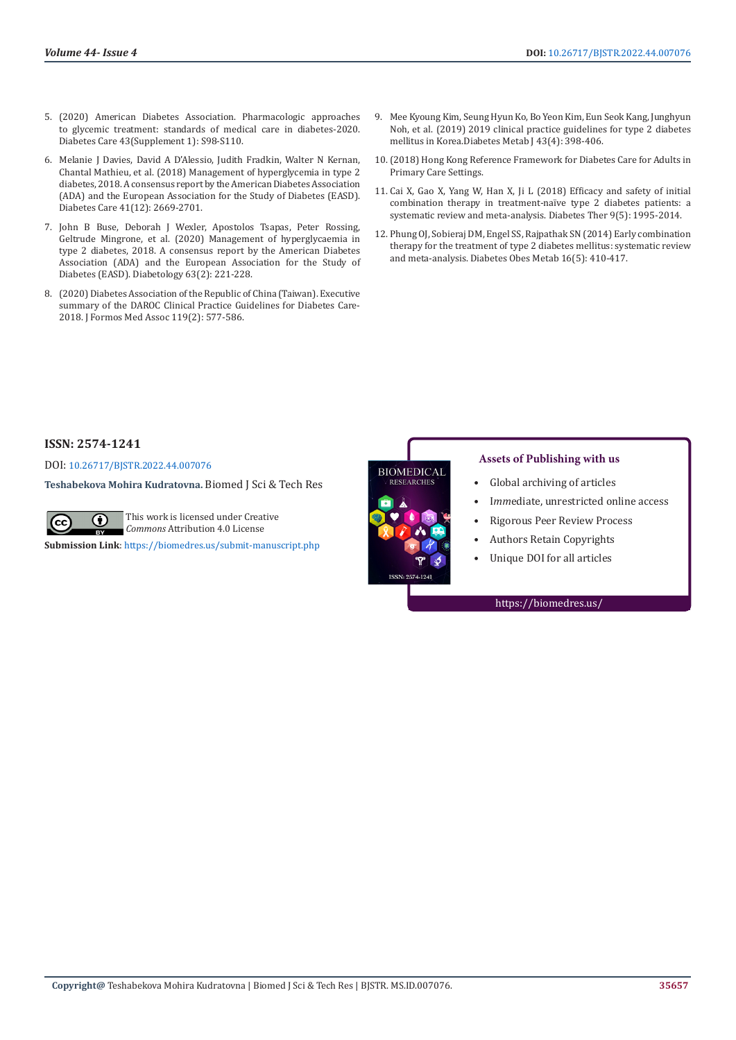5. (2020) American Diabetes Association. Pharmacologic approaches to glycemic treatment: standards of medical care in diabetes-2020. Diabetes Care 43(Supplement 1): S98-S110.
6. Melanie J Davies, David A D'Alessio, Judith Fradkin, Walter N Kernan, Chantal Mathieu, et al. (2018) Management of hyperglycemia in type 2 diabetes, 2018. A consensus report by the American Diabetes Association (ADA) and the European Association for the Study of Diabetes (EASD). Diabetes Care 41(12): 2669-2701.
7. John B Buse, Deborah J Wexler, Apostolos Tsapas, Peter Rossing, Geltrude Mingrone, et al. (2020) Management of hyperglycaemia in type 2 diabetes, 2018. A consensus report by the American Diabetes Association (ADA) and the European Association for the Study of Diabetes (EASD). Diabetology 63(2): 221-228.
8. (2020) Diabetes Association of the Republic of China (Taiwan). Executive summary of the DAROC Clinical Practice Guidelines for Diabetes Care-2018. J Formos Med Assoc 119(2): 577-586.
9. Mee Kyoung Kim, Seung Hyun Ko, Bo Yeon Kim, Eun Seok Kang, Junghyun Noh, et al. (2019) 2019 clinical practice guidelines for type 2 diabetes mellitus in Korea.Diabetes Metab J 43(4): 398-406.
10. (2018) Hong Kong Reference Framework for Diabetes Care for Adults in Primary Care Settings.
11. Cai X, Gao X, Yang W, Han X, Ji L (2018) Efficacy and safety of initial combination therapy in treatment-naïve type 2 diabetes patients: a systematic review and meta-analysis. Diabetes Ther 9(5): 1995-2014.
12. Phung OJ, Sobieraj DM, Engel SS, Rajpathak SN (2014) Early combination therapy for the treatment of type 2 diabetes mellitus: systematic review and meta-analysis. Diabetes Obes Metab 16(5): 410-417.

**ISSN: 2574-1241**

DOI: 10.26717/BJSTR.2022.44.007076

**Teshabekova Mohira Kudratovna.** Biomed J Sci & Tech Res

This work is licensed under Creative *Commons* Attribution 4.0 License

**Submission Link**: https://biomedres.us/submit-manuscript.php

**Assets of Publishing with us**

- Global archiving of articles
- Immediate, unrestricted online access
- Rigorous Peer Review Process
- Authors Retain Copyrights
- Unique DOI for all articles

https://biomedres.us/